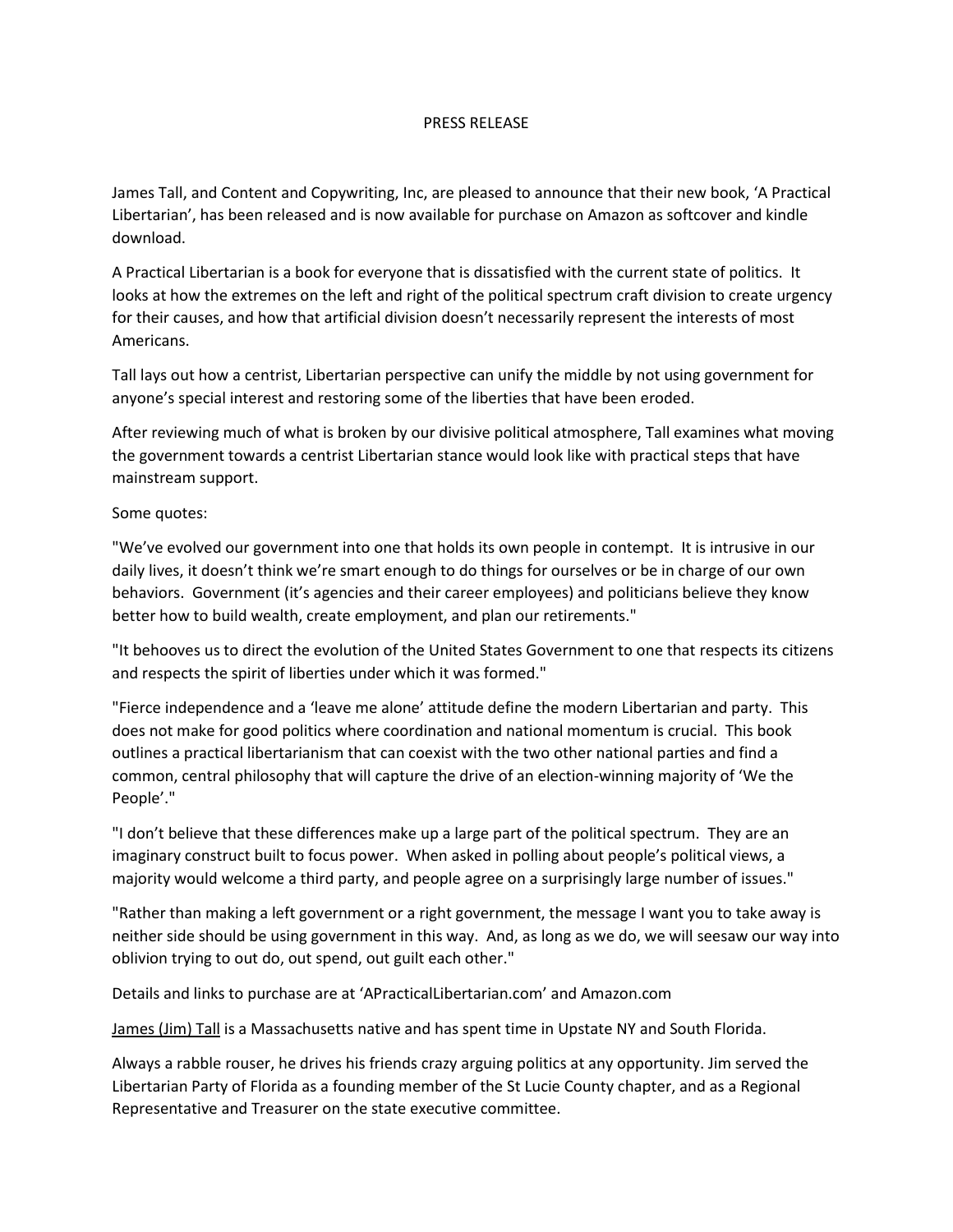# PRESS RELEASE

James Tall, and Content and Copywriting, Inc, are pleased to announce that their new book, 'A Practical Libertarian', has been released and is now available for purchase on Amazon as softcover and kindle download.

A Practical Libertarian is a book for everyone that is dissatisfied with the current state of politics. It looks at how the extremes on the left and right of the political spectrum craft division to create urgency for their causes, and how that artificial division doesn't necessarily represent the interests of most Americans.

Tall lays out how a centrist, Libertarian perspective can unify the middle by not using government for anyone's special interest and restoring some of the liberties that have been eroded.

After reviewing much of what is broken by our divisive political atmosphere, Tall examines what moving the government towards a centrist Libertarian stance would look like with practical steps that have mainstream support.

Some quotes:

"We've evolved our government into one that holds its own people in contempt. It is intrusive in our daily lives, it doesn't think we're smart enough to do things for ourselves or be in charge of our own behaviors. Government (it's agencies and their career employees) and politicians believe they know better how to build wealth, create employment, and plan our retirements."

"It behooves us to direct the evolution of the United States Government to one that respects its citizens and respects the spirit of liberties under which it was formed."

"Fierce independence and a 'leave me alone' attitude define the modern Libertarian and party. This does not make for good politics where coordination and national momentum is crucial. This book outlines a practical libertarianism that can coexist with the two other national parties and find a common, central philosophy that will capture the drive of an election-winning majority of 'We the People'."

"I don't believe that these differences make up a large part of the political spectrum. They are an imaginary construct built to focus power. When asked in polling about people's political views, a majority would welcome a third party, and people agree on a surprisingly large number of issues."

"Rather than making a left government or a right government, the message I want you to take away is neither side should be using government in this way. And, as long as we do, we will seesaw our way into oblivion trying to out do, out spend, out guilt each other."

Details and links to purchase are at 'APracticalLibertarian.com' and Amazon.com

James (Jim) Tall is a Massachusetts native and has spent time in Upstate NY and South Florida.

Always a rabble rouser, he drives his friends crazy arguing politics at any opportunity. Jim served the Libertarian Party of Florida as a founding member of the St Lucie County chapter, and as a Regional Representative and Treasurer on the state executive committee.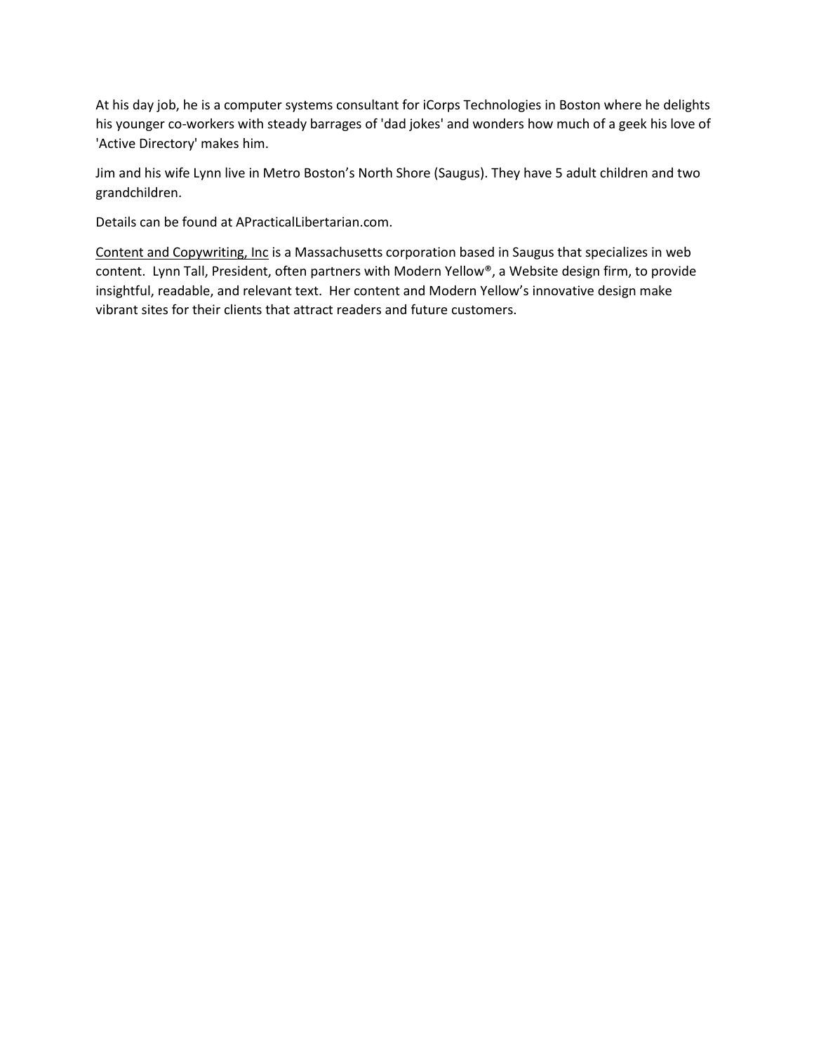At his day job, he is a computer systems consultant for iCorps Technologies in Boston where he delights his younger co-workers with steady barrages of 'dad jokes' and wonders how much of a geek his love of 'Active Directory' makes him.

Jim and his wife Lynn live in Metro Boston's North Shore (Saugus). They have 5 adult children and two grandchildren.

Details can be found at APracticalLibertarian.com.

Content and Copywriting, Inc is a Massachusetts corporation based in Saugus that specializes in web content. Lynn Tall, President, often partners with Modern Yellow®, a Website design firm, to provide insightful, readable, and relevant text. Her content and Modern Yellow's innovative design make vibrant sites for their clients that attract readers and future customers.